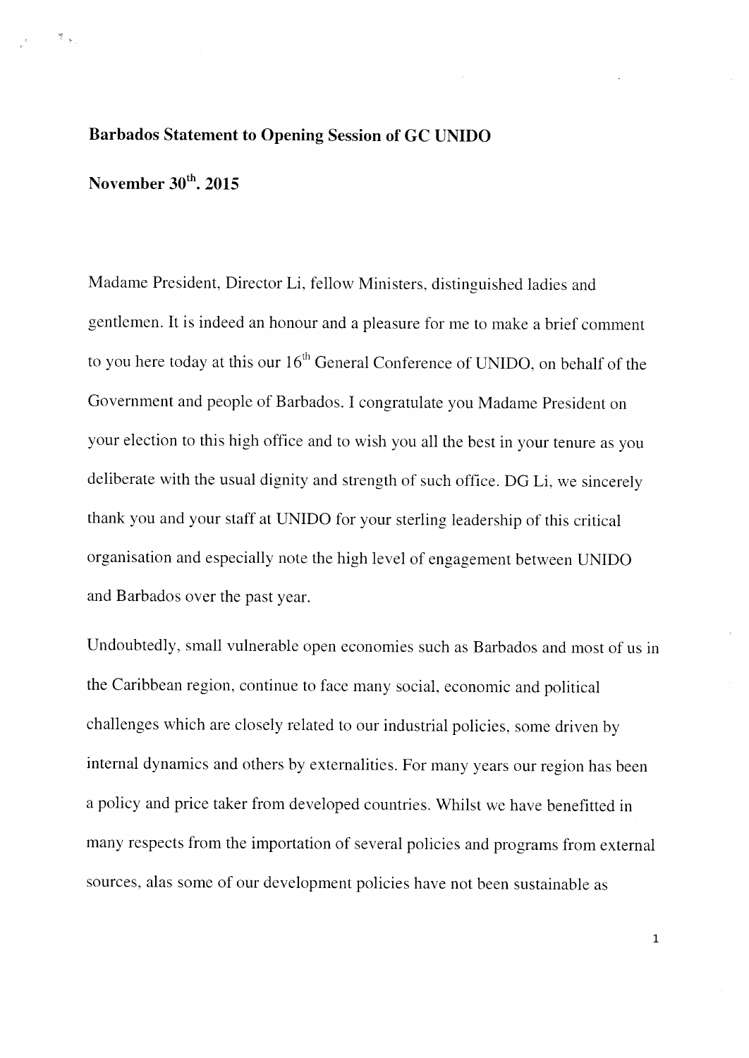**Barbados Statement to Opening Session of GC UNIDO**

**November 30th. 2015**

Madame President, Director Li, fellow Ministers, distinguished ladies and gentlemen. It is indeed an honour and a pleasure for me to make a brief comment to you here today at this our 16th General Conference of UNIDO, on behalf of the Government and people of Barbados. I congratulate you Madame President on your election to this high office and to wish you all the best in your tenure as you deliberate with the usual dignity and strength of such office. DG Li, we sincerely thank you and your staff at UNIDO for your sterling leadership of this critical organisation and especially note the high level of engagement between UNIDO and Barbados over the past year.

Undoubtedly, small vulnerable open economies such as Barbados and most of us in the Caribbean region, continue to face many social, economic and political challenges which are closely related to our industrial policies, some driven by internal dynamics and others by externalities. For many years our region has been a policy and price taker from developed countries. Whilst we have benefitted in many respects from the importation of several policies and programs from external sources, alas some of our development policies have not been sustainable as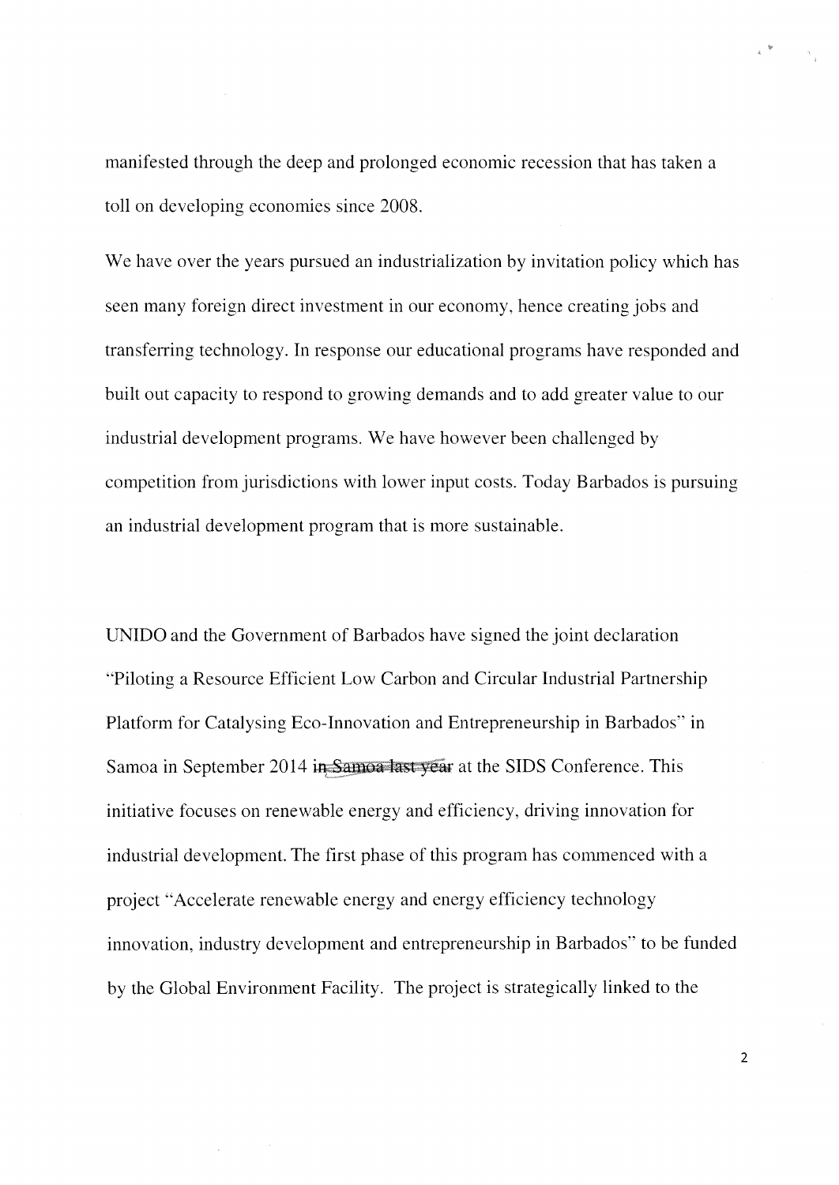manifested through the deep and prolonged economic recession that has taken a toll on developing economies since 2008.

We have over the years pursued an industrialization by invitation policy which has seen many foreign direct investment in our economy, hence creating jobs and transferring technology. In response our educational programs have responded and built out capacity to respond to growing demands and to add greater value to our industrial development programs. We have however been challenged by competition from jurisdictions with lower input costs. Today Barbados is pursuing an industrial development program that is more sustainable.

UNIDO and the Government of Barbados have signed the joint declaration "Piloting a Resource Efficient Low Carbon and Circular Industrial Partnership Platform for Catalysing Eco-Innovation and Entrepreneurship in Barbados" in Samoa in September 2014 ~~in Samoa last year~~ at the SIDS Conference. This initiative focuses on renewable energy and efficiency, driving innovation for industrial development. The first phase of this program has commenced with a project "Accelerate renewable energy and energy efficiency technology innovation, industry development and entrepreneurship in Barbados" to be funded by the Global Environment Facility. The project is strategically linked to the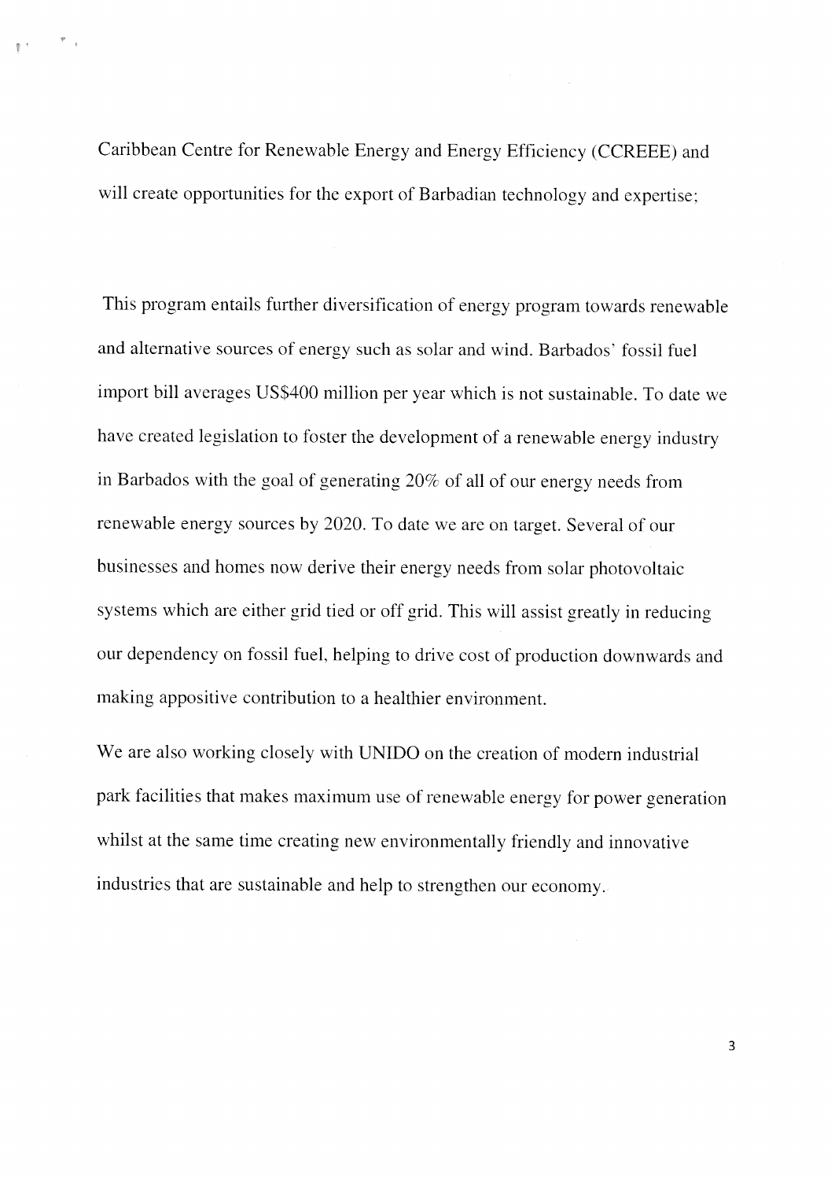Caribbean Centre for Renewable Energy and Energy Efficiency (CCREEE) and will create opportunities for the export of Barbadian technology and expertise;

This program entails further diversification of energy program towards renewable and alternative sources of energy such as solar and wind. Barbados' fossil fuel import bill averages US$400 million per year which is not sustainable. To date we have created legislation to foster the development of a renewable energy industry in Barbados with the goal of generating 20% of all of our energy needs from renewable energy sources by 2020. To date we are on target. Several of our businesses and homes now derive their energy needs from solar photovoltaic systems which are either grid tied or off grid. This will assist greatly in reducing our dependency on fossil fuel, helping to drive cost of production downwards and making appositive contribution to a healthier environment.

We are also working closely with UNIDO on the creation of modern industrial park facilities that makes maximum use of renewable energy for power generation whilst at the same time creating new environmentally friendly and innovative industries that are sustainable and help to strengthen our economy.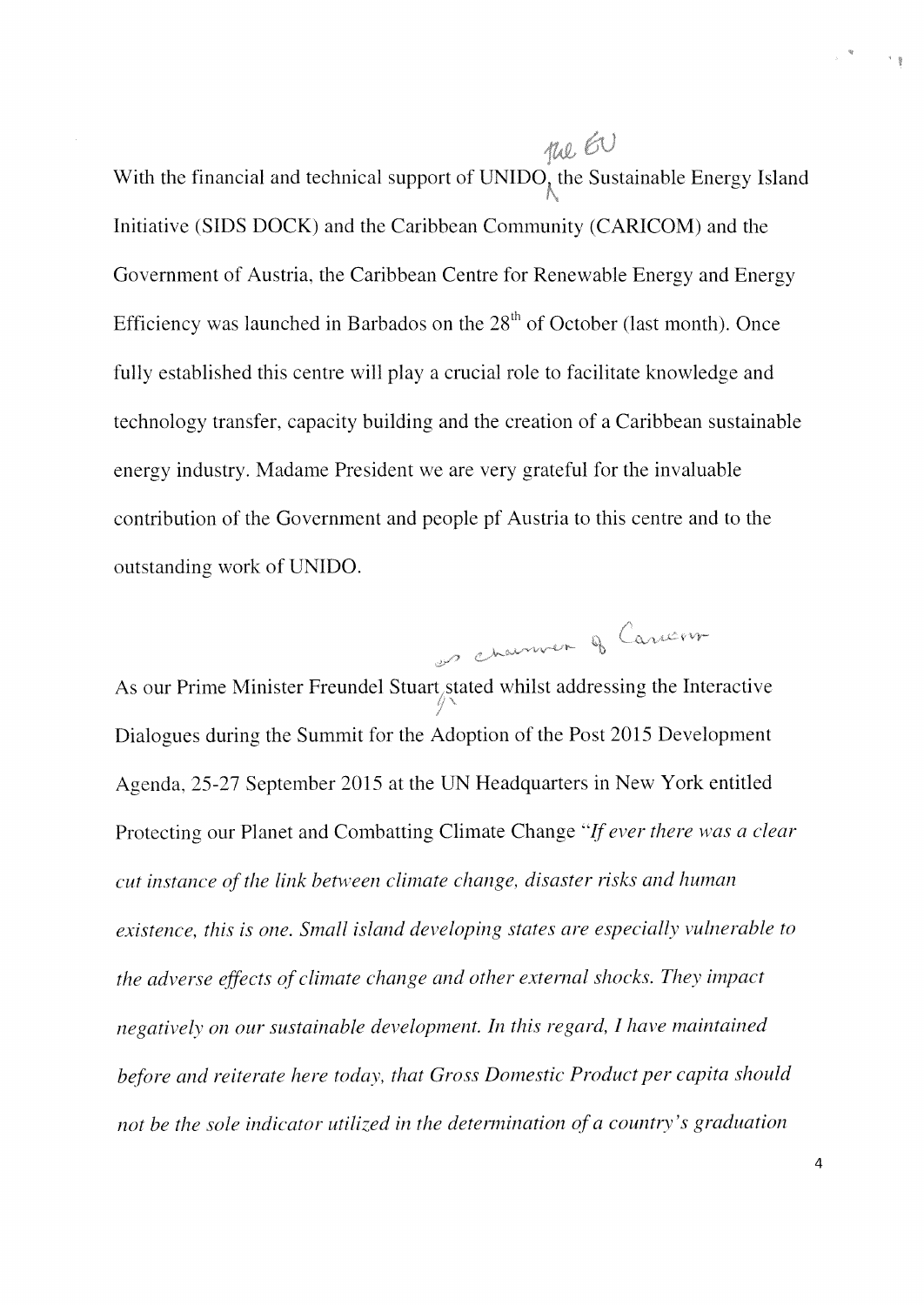With the financial and technical support of UNIDO, the EU the Sustainable Energy Island Initiative (SIDS DOCK) and the Caribbean Community (CARICOM) and the Government of Austria, the Caribbean Centre for Renewable Energy and Energy Efficiency was launched in Barbados on the 28th of October (last month). Once fully established this centre will play a crucial role to facilitate knowledge and technology transfer, capacity building and the creation of a Caribbean sustainable energy industry. Madame President we are very grateful for the invaluable contribution of the Government and people pf Austria to this centre and to the outstanding work of UNIDO.

As our Prime Minister Freundel Stuart as chairman of Caricom stated whilst addressing the Interactive Dialogues during the Summit for the Adoption of the Post 2015 Development Agenda, 25-27 September 2015 at the UN Headquarters in New York entitled Protecting our Planet and Combatting Climate Change "*If ever there was a clear cut instance of the link between climate change, disaster risks and human existence, this is one. Small island developing states are especially vulnerable to the adverse effects of climate change and other external shocks. They impact negatively on our sustainable development. In this regard, I have maintained before and reiterate here today, that Gross Domestic Product per capita should not be the sole indicator utilized in the determination of a country's graduation*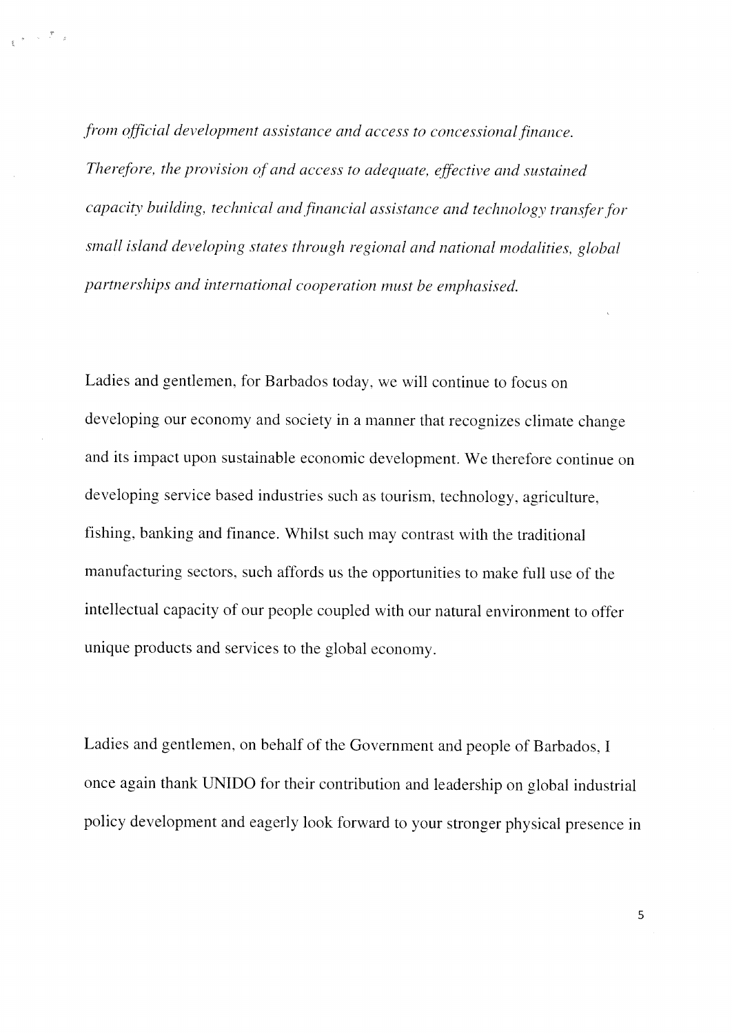*from official development assistance and access to concessional finance. Therefore, the provision of and access to adequate, effective and sustained capacity building, technical and financial assistance and technology transfer for small island developing states through regional and national modalities, global partnerships and international cooperation must be emphasised.*

Ladies and gentlemen, for Barbados today, we will continue to focus on developing our economy and society in a manner that recognizes climate change and its impact upon sustainable economic development. We therefore continue on developing service based industries such as tourism, technology, agriculture, fishing, banking and finance. Whilst such may contrast with the traditional manufacturing sectors, such affords us the opportunities to make full use of the intellectual capacity of our people coupled with our natural environment to offer unique products and services to the global economy.

Ladies and gentlemen, on behalf of the Government and people of Barbados, I once again thank UNIDO for their contribution and leadership on global industrial policy development and eagerly look forward to your stronger physical presence in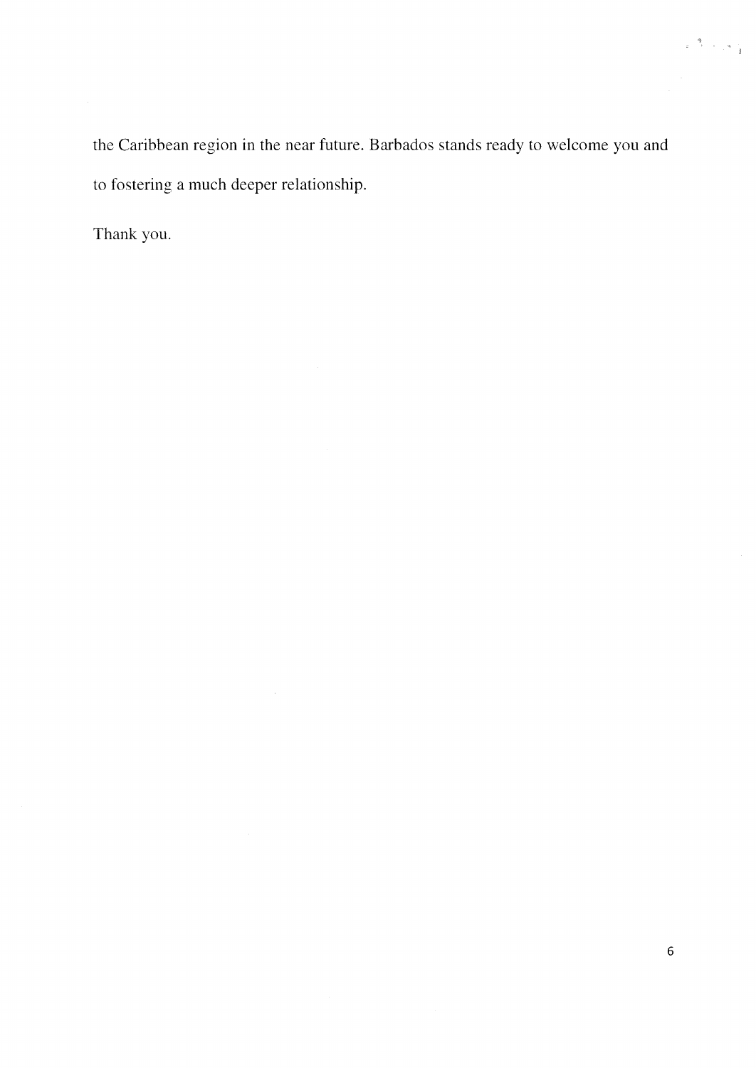the Caribbean region in the near future. Barbados stands ready to welcome you and to fostering a much deeper relationship.

Thank you.